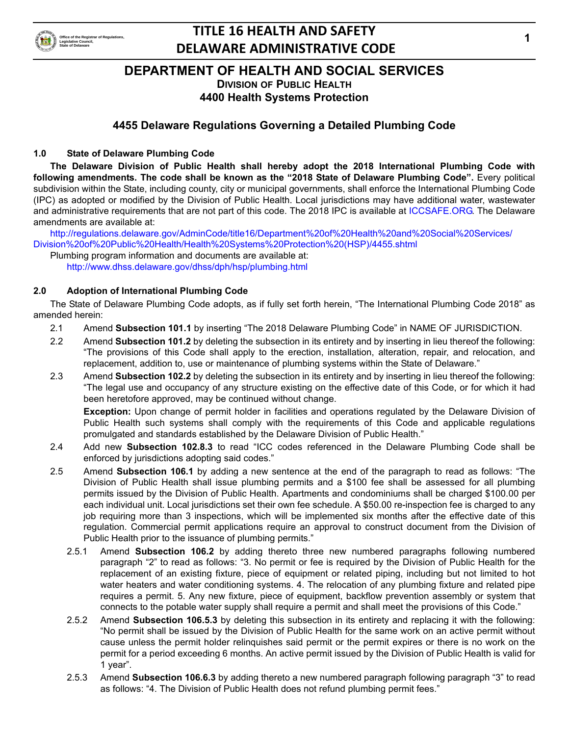# DEPARTMENT OF HEALTH AND SOCIAL SERVICES

## DIVISION OF PUBLIC HEALTH

## 4400 Health Systems Protection

## 4455 Delaware Regulations Governing a Detailed Plumbing Code

### 1.0 State of Delaware Plumbing Code

**The Delaware Division of Public Health shall hereby adopt the 2018 International Plumbing Code with following amendments. The code shall be known as the "2018 State of Delaware Plumbing Code".** Every political subdivision within the State, including county, city or municipal governments, shall enforce the International Plumbing Code (IPC) as adopted or modified by the Division of Public Health. Local jurisdictions may have additional water, wastewater and administrative requirements that are not part of this code. The 2018 IPC is available at ICCSAFE.ORG. The Delaware amendments are available at:

http://regulations.delaware.gov/AdminCode/title16/Department%20of%20Health%20and%20Social%20Services/Division%20of%20Public%20Health/Health%20Systems%20Protection%20(HSP)/4455.shtml

Plumbing program information and documents are available at:

http://www.dhss.delaware.gov/dhss/dph/hsp/plumbing.html

### 2.0 Adoption of International Plumbing Code

The State of Delaware Plumbing Code adopts, as if fully set forth herein, "The International Plumbing Code 2018" as amended herein:

2.1 Amend **Subsection 101.1** by inserting "The 2018 Delaware Plumbing Code" in NAME OF JURISDICTION.

2.2 Amend **Subsection 101.2** by deleting the subsection in its entirety and by inserting in lieu thereof the following: "The provisions of this Code shall apply to the erection, installation, alteration, repair, and relocation, and replacement, addition to, use or maintenance of plumbing systems within the State of Delaware."

2.3 Amend **Subsection 102.2** by deleting the subsection in its entirety and by inserting in lieu thereof the following: "The legal use and occupancy of any structure existing on the effective date of this Code, or for which it had been heretofore approved, may be continued without change.

**Exception:** Upon change of permit holder in facilities and operations regulated by the Delaware Division of Public Health such systems shall comply with the requirements of this Code and applicable regulations promulgated and standards established by the Delaware Division of Public Health."

2.4 Add new **Subsection 102.8.3** to read "ICC codes referenced in the Delaware Plumbing Code shall be enforced by jurisdictions adopting said codes."

2.5 Amend **Subsection 106.1** by adding a new sentence at the end of the paragraph to read as follows: "The Division of Public Health shall issue plumbing permits and a $100 fee shall be assessed for all plumbing permits issued by the Division of Public Health. Apartments and condominiums shall be charged $100.00 per each individual unit. Local jurisdictions set their own fee schedule. A $50.00 re-inspection fee is charged to any job requiring more than 3 inspections, which will be implemented six months after the effective date of this regulation. Commercial permit applications require an approval to construct document from the Division of Public Health prior to the issuance of plumbing permits."

2.5.1 Amend **Subsection 106.2** by adding thereto three new numbered paragraphs following numbered paragraph "2" to read as follows: "3. No permit or fee is required by the Division of Public Health for the replacement of an existing fixture, piece of equipment or related piping, including but not limited to hot water heaters and water conditioning systems. 4. The relocation of any plumbing fixture and related pipe requires a permit. 5. Any new fixture, piece of equipment, backflow prevention assembly or system that connects to the potable water supply shall require a permit and shall meet the provisions of this Code."

2.5.2 Amend **Subsection 106.5.3** by deleting this subsection in its entirety and replacing it with the following: "No permit shall be issued by the Division of Public Health for the same work on an active permit without cause unless the permit holder relinquishes said permit or the permit expires or there is no work on the permit for a period exceeding 6 months. An active permit issued by the Division of Public Health is valid for 1 year".

2.5.3 Amend **Subsection 106.6.3** by adding thereto a new numbered paragraph following paragraph "3" to read as follows: "4. The Division of Public Health does not refund plumbing permit fees."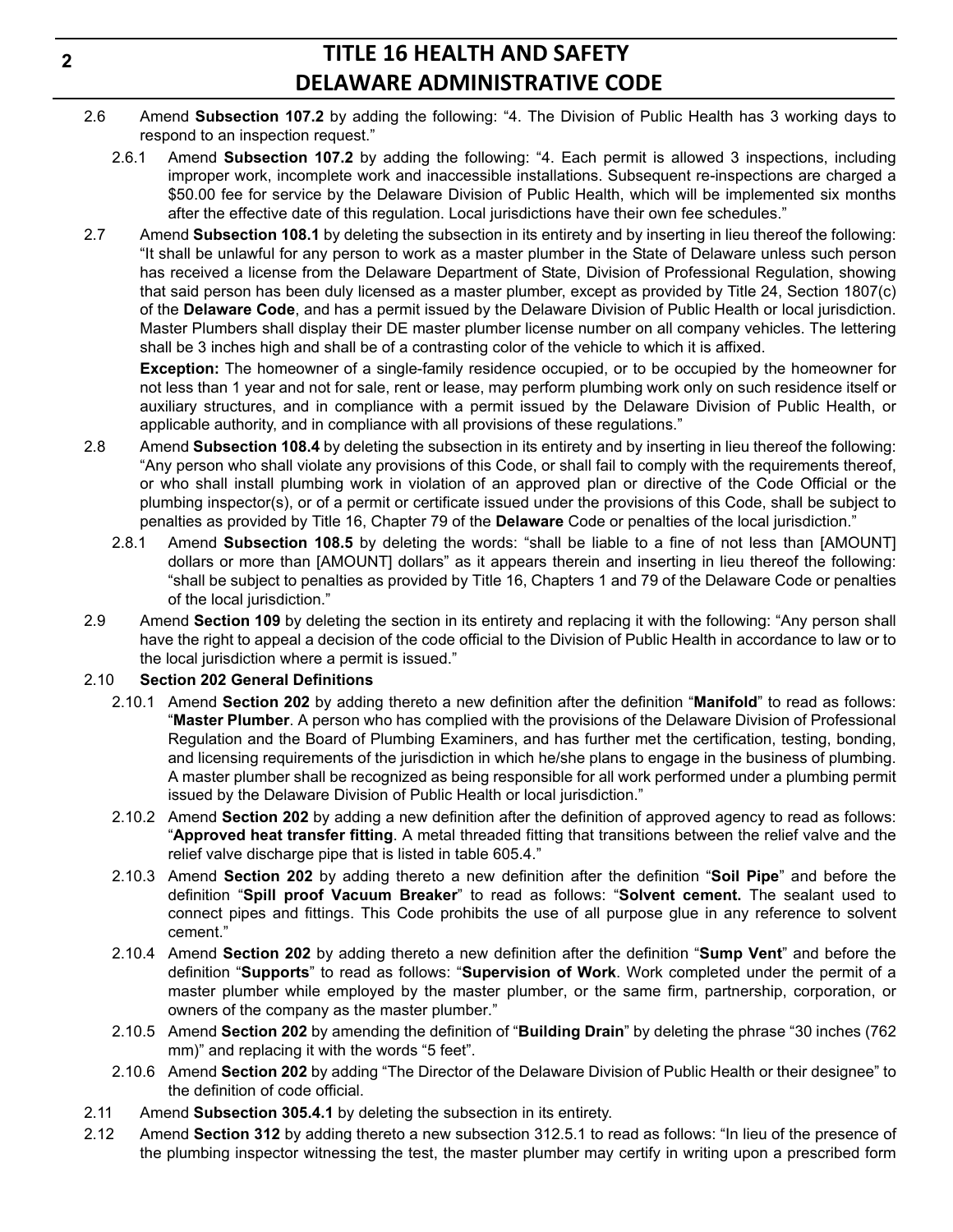2.6 Amend **Subsection 107.2** by adding the following: "4. The Division of Public Health has 3 working days to respond to an inspection request."

2.6.1 Amend **Subsection 107.2** by adding the following: "4. Each permit is allowed 3 inspections, including improper work, incomplete work and inaccessible installations. Subsequent re-inspections are charged a $50.00 fee for service by the Delaware Division of Public Health, which will be implemented six months after the effective date of this regulation. Local jurisdictions have their own fee schedules."

2.7 Amend **Subsection 108.1** by deleting the subsection in its entirety and by inserting in lieu thereof the following: "It shall be unlawful for any person to work as a master plumber in the State of Delaware unless such person has received a license from the Delaware Department of State, Division of Professional Regulation, showing that said person has been duly licensed as a master plumber, except as provided by Title 24, Section 1807(c) of the **Delaware Code**, and has a permit issued by the Delaware Division of Public Health or local jurisdiction. Master Plumbers shall display their DE master plumber license number on all company vehicles. The lettering shall be 3 inches high and shall be of a contrasting color of the vehicle to which it is affixed.

**Exception:** The homeowner of a single-family residence occupied, or to be occupied by the homeowner for not less than 1 year and not for sale, rent or lease, may perform plumbing work only on such residence itself or auxiliary structures, and in compliance with a permit issued by the Delaware Division of Public Health, or applicable authority, and in compliance with all provisions of these regulations."

2.8 Amend **Subsection 108.4** by deleting the subsection in its entirety and by inserting in lieu thereof the following: "Any person who shall violate any provisions of this Code, or shall fail to comply with the requirements thereof, or who shall install plumbing work in violation of an approved plan or directive of the Code Official or the plumbing inspector(s), or of a permit or certificate issued under the provisions of this Code, shall be subject to penalties as provided by Title 16, Chapter 79 of the **Delaware** Code or penalties of the local jurisdiction."

2.8.1 Amend **Subsection 108.5** by deleting the words: "shall be liable to a fine of not less than [AMOUNT] dollars or more than [AMOUNT] dollars" as it appears therein and inserting in lieu thereof the following: "shall be subject to penalties as provided by Title 16, Chapters 1 and 79 of the Delaware Code or penalties of the local jurisdiction."

2.9 Amend **Section 109** by deleting the section in its entirety and replacing it with the following: "Any person shall have the right to appeal a decision of the code official to the Division of Public Health in accordance to law or to the local jurisdiction where a permit is issued."

2.10 **Section 202 General Definitions**

2.10.1 Amend **Section 202** by adding thereto a new definition after the definition "**Manifold**" to read as follows: "**Master Plumber**. A person who has complied with the provisions of the Delaware Division of Professional Regulation and the Board of Plumbing Examiners, and has further met the certification, testing, bonding, and licensing requirements of the jurisdiction in which he/she plans to engage in the business of plumbing. A master plumber shall be recognized as being responsible for all work performed under a plumbing permit issued by the Delaware Division of Public Health or local jurisdiction."

2.10.2 Amend **Section 202** by adding a new definition after the definition of approved agency to read as follows: "**Approved heat transfer fitting**. A metal threaded fitting that transitions between the relief valve and the relief valve discharge pipe that is listed in table 605.4."

2.10.3 Amend **Section 202** by adding thereto a new definition after the definition "**Soil Pipe**" and before the definition "**Spill proof Vacuum Breaker**" to read as follows: "**Solvent cement.** The sealant used to connect pipes and fittings. This Code prohibits the use of all purpose glue in any reference to solvent cement."

2.10.4 Amend **Section 202** by adding thereto a new definition after the definition "**Sump Vent**" and before the definition "**Supports**" to read as follows: "**Supervision of Work**. Work completed under the permit of a master plumber while employed by the master plumber, or the same firm, partnership, corporation, or owners of the company as the master plumber."

2.10.5 Amend **Section 202** by amending the definition of "**Building Drain**" by deleting the phrase "30 inches (762 mm)" and replacing it with the words "5 feet".

2.10.6 Amend **Section 202** by adding "The Director of the Delaware Division of Public Health or their designee" to the definition of code official.

2.11 Amend **Subsection 305.4.1** by deleting the subsection in its entirety.

2.12 Amend **Section 312** by adding thereto a new subsection 312.5.1 to read as follows: "In lieu of the presence of the plumbing inspector witnessing the test, the master plumber may certify in writing upon a prescribed form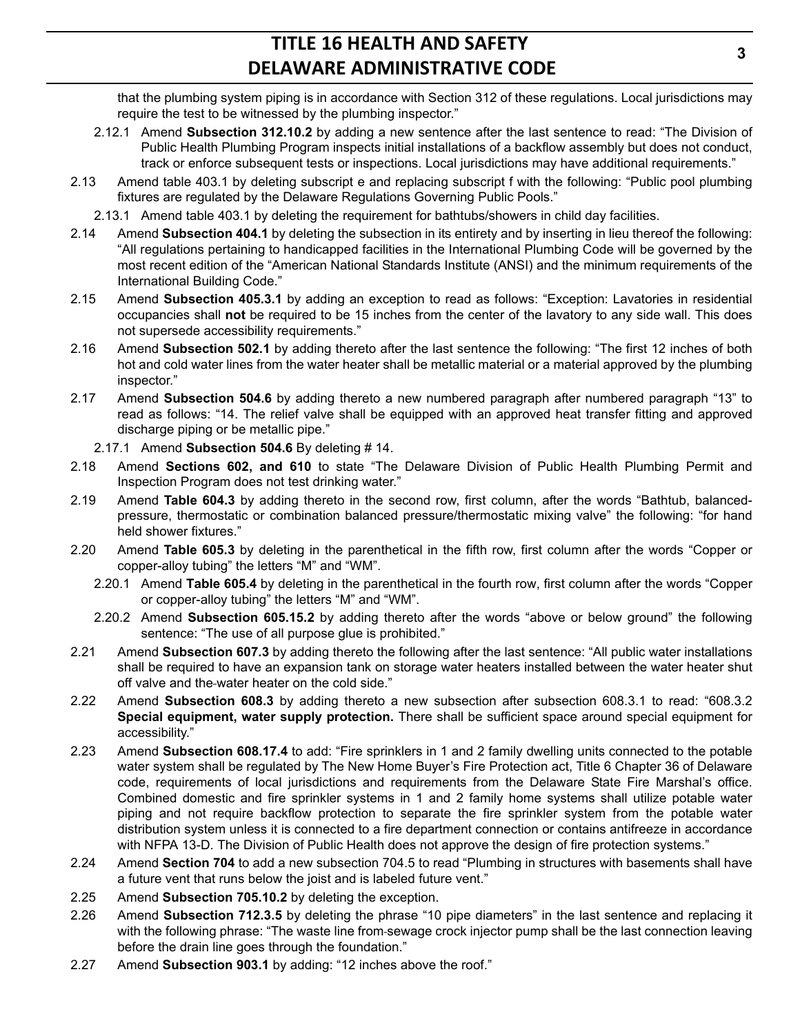that the plumbing system piping is in accordance with Section 312 of these regulations. Local jurisdictions may require the test to be witnessed by the plumbing inspector."

2.12.1 Amend **Subsection 312.10.2** by adding a new sentence after the last sentence to read: "The Division of Public Health Plumbing Program inspects initial installations of a backflow assembly but does not conduct, track or enforce subsequent tests or inspections. Local jurisdictions may have additional requirements."

2.13 Amend table 403.1 by deleting subscript e and replacing subscript f with the following: "Public pool plumbing fixtures are regulated by the Delaware Regulations Governing Public Pools."

2.13.1 Amend table 403.1 by deleting the requirement for bathtubs/showers in child day facilities.

2.14 Amend **Subsection 404.1** by deleting the subsection in its entirety and by inserting in lieu thereof the following: "All regulations pertaining to handicapped facilities in the International Plumbing Code will be governed by the most recent edition of the "American National Standards Institute (ANSI) and the minimum requirements of the International Building Code."

2.15 Amend **Subsection 405.3.1** by adding an exception to read as follows: "Exception: Lavatories in residential occupancies shall **not** be required to be 15 inches from the center of the lavatory to any side wall. This does not supersede accessibility requirements."

2.16 Amend **Subsection 502.1** by adding thereto after the last sentence the following: "The first 12 inches of both hot and cold water lines from the water heater shall be metallic material or a material approved by the plumbing inspector."

2.17 Amend **Subsection 504.6** by adding thereto a new numbered paragraph after numbered paragraph "13" to read as follows: "14. The relief valve shall be equipped with an approved heat transfer fitting and approved discharge piping or be metallic pipe."

2.17.1 Amend **Subsection 504.6** By deleting # 14.

2.18 Amend **Sections 602, and 610** to state "The Delaware Division of Public Health Plumbing Permit and Inspection Program does not test drinking water."

2.19 Amend **Table 604.3** by adding thereto in the second row, first column, after the words "Bathtub, balanced-pressure, thermostatic or combination balanced pressure/thermostatic mixing valve" the following: "for hand held shower fixtures."

2.20 Amend **Table 605.3** by deleting in the parenthetical in the fifth row, first column after the words "Copper or copper-alloy tubing" the letters "M" and "WM".

2.20.1 Amend **Table 605.4** by deleting in the parenthetical in the fourth row, first column after the words "Copper or copper-alloy tubing" the letters "M" and "WM".

2.20.2 Amend **Subsection 605.15.2** by adding thereto after the words "above or below ground" the following sentence: "The use of all purpose glue is prohibited."

2.21 Amend **Subsection 607.3** by adding thereto the following after the last sentence: "All public water installations shall be required to have an expansion tank on storage water heaters installed between the water heater shut off valve and the water heater on the cold side."

2.22 Amend **Subsection 608.3** by adding thereto a new subsection after subsection 608.3.1 to read: "608.3.2 **Special equipment, water supply protection.** There shall be sufficient space around special equipment for accessibility."

2.23 Amend **Subsection 608.17.4** to add: "Fire sprinklers in 1 and 2 family dwelling units connected to the potable water system shall be regulated by The New Home Buyer's Fire Protection act, Title 6 Chapter 36 of Delaware code, requirements of local jurisdictions and requirements from the Delaware State Fire Marshal's office. Combined domestic and fire sprinkler systems in 1 and 2 family home systems shall utilize potable water piping and not require backflow protection to separate the fire sprinkler system from the potable water distribution system unless it is connected to a fire department connection or contains antifreeze in accordance with NFPA 13-D. The Division of Public Health does not approve the design of fire protection systems."

2.24 Amend **Section 704** to add a new subsection 704.5 to read "Plumbing in structures with basements shall have a future vent that runs below the joist and is labeled future vent."

2.25 Amend **Subsection 705.10.2** by deleting the exception.

2.26 Amend **Subsection 712.3.5** by deleting the phrase "10 pipe diameters" in the last sentence and replacing it with the following phrase: "The waste line from sewage crock injector pump shall be the last connection leaving before the drain line goes through the foundation."

2.27 Amend **Subsection 903.1** by adding: "12 inches above the roof."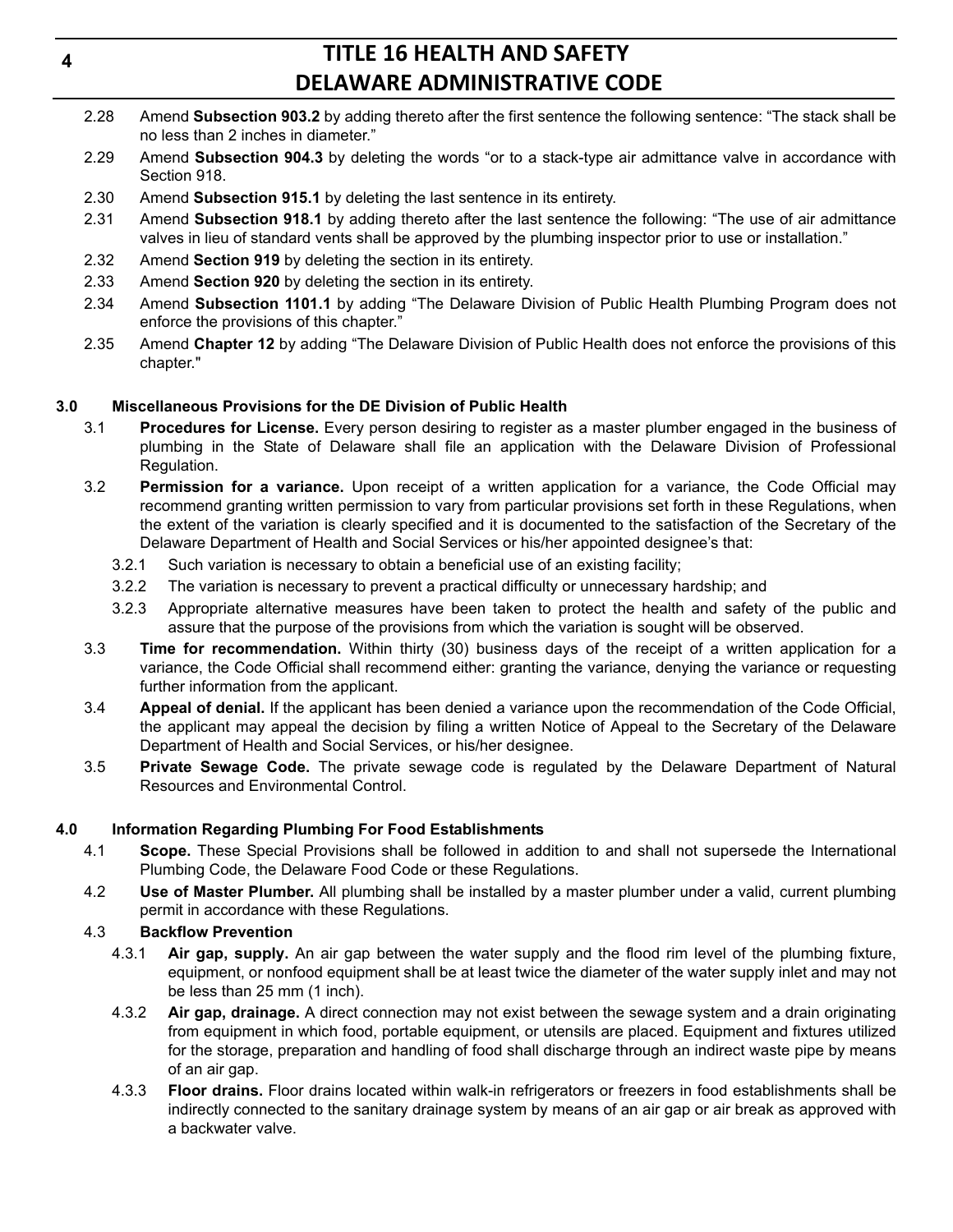2.28 Amend **Subsection 903.2** by adding thereto after the first sentence the following sentence: "The stack shall be no less than 2 inches in diameter."

2.29 Amend **Subsection 904.3** by deleting the words "or to a stack-type air admittance valve in accordance with Section 918.

2.30 Amend **Subsection 915.1** by deleting the last sentence in its entirety.

2.31 Amend **Subsection 918.1** by adding thereto after the last sentence the following: "The use of air admittance valves in lieu of standard vents shall be approved by the plumbing inspector prior to use or installation."

2.32 Amend **Section 919** by deleting the section in its entirety.

2.33 Amend **Section 920** by deleting the section in its entirety.

2.34 Amend **Subsection 1101.1** by adding "The Delaware Division of Public Health Plumbing Program does not enforce the provisions of this chapter."

2.35 Amend **Chapter 12** by adding "The Delaware Division of Public Health does not enforce the provisions of this chapter."

## 3.0 Miscellaneous Provisions for the DE Division of Public Health

3.1 **Procedures for License.** Every person desiring to register as a master plumber engaged in the business of plumbing in the State of Delaware shall file an application with the Delaware Division of Professional Regulation.

3.2 **Permission for a variance.** Upon receipt of a written application for a variance, the Code Official may recommend granting written permission to vary from particular provisions set forth in these Regulations, when the extent of the variation is clearly specified and it is documented to the satisfaction of the Secretary of the Delaware Department of Health and Social Services or his/her appointed designee's that:

3.2.1 Such variation is necessary to obtain a beneficial use of an existing facility;

3.2.2 The variation is necessary to prevent a practical difficulty or unnecessary hardship; and

3.2.3 Appropriate alternative measures have been taken to protect the health and safety of the public and assure that the purpose of the provisions from which the variation is sought will be observed.

3.3 **Time for recommendation.** Within thirty (30) business days of the receipt of a written application for a variance, the Code Official shall recommend either: granting the variance, denying the variance or requesting further information from the applicant.

3.4 **Appeal of denial.** If the applicant has been denied a variance upon the recommendation of the Code Official, the applicant may appeal the decision by filing a written Notice of Appeal to the Secretary of the Delaware Department of Health and Social Services, or his/her designee.

3.5 **Private Sewage Code.** The private sewage code is regulated by the Delaware Department of Natural Resources and Environmental Control.

## 4.0 Information Regarding Plumbing For Food Establishments

4.1 **Scope.** These Special Provisions shall be followed in addition to and shall not supersede the International Plumbing Code, the Delaware Food Code or these Regulations.

4.2 **Use of Master Plumber.** All plumbing shall be installed by a master plumber under a valid, current plumbing permit in accordance with these Regulations.

4.3 **Backflow Prevention**

4.3.1 **Air gap, supply.** An air gap between the water supply and the flood rim level of the plumbing fixture, equipment, or nonfood equipment shall be at least twice the diameter of the water supply inlet and may not be less than 25 mm (1 inch).

4.3.2 **Air gap, drainage.** A direct connection may not exist between the sewage system and a drain originating from equipment in which food, portable equipment, or utensils are placed. Equipment and fixtures utilized for the storage, preparation and handling of food shall discharge through an indirect waste pipe by means of an air gap.

4.3.3 **Floor drains.** Floor drains located within walk-in refrigerators or freezers in food establishments shall be indirectly connected to the sanitary drainage system by means of an air gap or air break as approved with a backwater valve.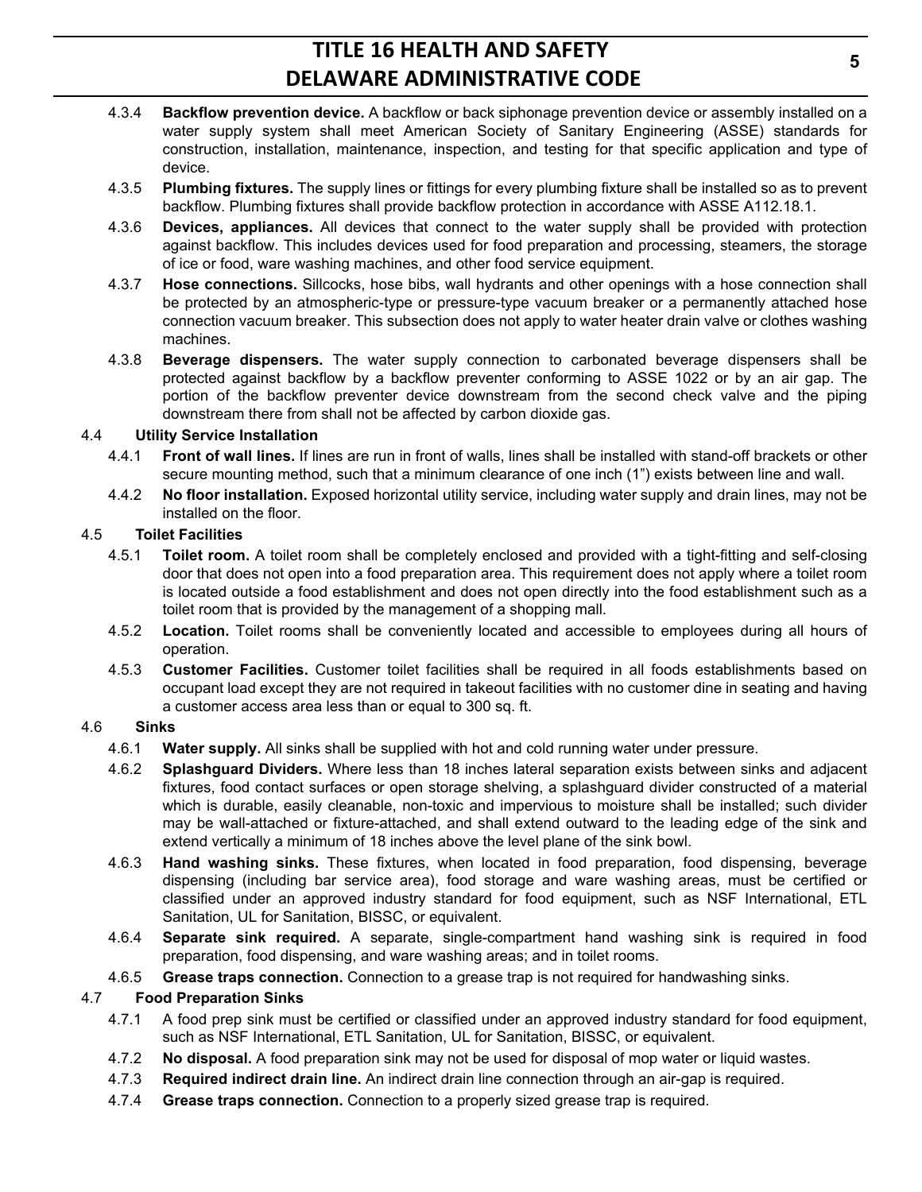4.3.4 **Backflow prevention device.** A backflow or back siphonage prevention device or assembly installed on a water supply system shall meet American Society of Sanitary Engineering (ASSE) standards for construction, installation, maintenance, inspection, and testing for that specific application and type of device.

4.3.5 **Plumbing fixtures.** The supply lines or fittings for every plumbing fixture shall be installed so as to prevent backflow. Plumbing fixtures shall provide backflow protection in accordance with ASSE A112.18.1.

4.3.6 **Devices, appliances.** All devices that connect to the water supply shall be provided with protection against backflow. This includes devices used for food preparation and processing, steamers, the storage of ice or food, ware washing machines, and other food service equipment.

4.3.7 **Hose connections.** Sillcocks, hose bibs, wall hydrants and other openings with a hose connection shall be protected by an atmospheric-type or pressure-type vacuum breaker or a permanently attached hose connection vacuum breaker. This subsection does not apply to water heater drain valve or clothes washing machines.

4.3.8 **Beverage dispensers.** The water supply connection to carbonated beverage dispensers shall be protected against backflow by a backflow preventer conforming to ASSE 1022 or by an air gap. The portion of the backflow preventer device downstream from the second check valve and the piping downstream there from shall not be affected by carbon dioxide gas.

### 4.4 Utility Service Installation

4.4.1 **Front of wall lines.** If lines are run in front of walls, lines shall be installed with stand-off brackets or other secure mounting method, such that a minimum clearance of one inch (1") exists between line and wall.

4.4.2 **No floor installation.** Exposed horizontal utility service, including water supply and drain lines, may not be installed on the floor.

### 4.5 Toilet Facilities

4.5.1 **Toilet room.** A toilet room shall be completely enclosed and provided with a tight-fitting and self-closing door that does not open into a food preparation area. This requirement does not apply where a toilet room is located outside a food establishment and does not open directly into the food establishment such as a toilet room that is provided by the management of a shopping mall.

4.5.2 **Location.** Toilet rooms shall be conveniently located and accessible to employees during all hours of operation.

4.5.3 **Customer Facilities.** Customer toilet facilities shall be required in all foods establishments based on occupant load except they are not required in takeout facilities with no customer dine in seating and having a customer access area less than or equal to 300 sq. ft.

### 4.6 Sinks

4.6.1 **Water supply.** All sinks shall be supplied with hot and cold running water under pressure.

4.6.2 **Splashguard Dividers.** Where less than 18 inches lateral separation exists between sinks and adjacent fixtures, food contact surfaces or open storage shelving, a splashguard divider constructed of a material which is durable, easily cleanable, non-toxic and impervious to moisture shall be installed; such divider may be wall-attached or fixture-attached, and shall extend outward to the leading edge of the sink and extend vertically a minimum of 18 inches above the level plane of the sink bowl.

4.6.3 **Hand washing sinks.** These fixtures, when located in food preparation, food dispensing, beverage dispensing (including bar service area), food storage and ware washing areas, must be certified or classified under an approved industry standard for food equipment, such as NSF International, ETL Sanitation, UL for Sanitation, BISSC, or equivalent.

4.6.4 **Separate sink required.** A separate, single-compartment hand washing sink is required in food preparation, food dispensing, and ware washing areas; and in toilet rooms.

4.6.5 **Grease traps connection.** Connection to a grease trap is not required for handwashing sinks.

### 4.7 Food Preparation Sinks

4.7.1 A food prep sink must be certified or classified under an approved industry standard for food equipment, such as NSF International, ETL Sanitation, UL for Sanitation, BISSC, or equivalent.

4.7.2 **No disposal.** A food preparation sink may not be used for disposal of mop water or liquid wastes.

4.7.3 **Required indirect drain line.** An indirect drain line connection through an air-gap is required.

4.7.4 **Grease traps connection.** Connection to a properly sized grease trap is required.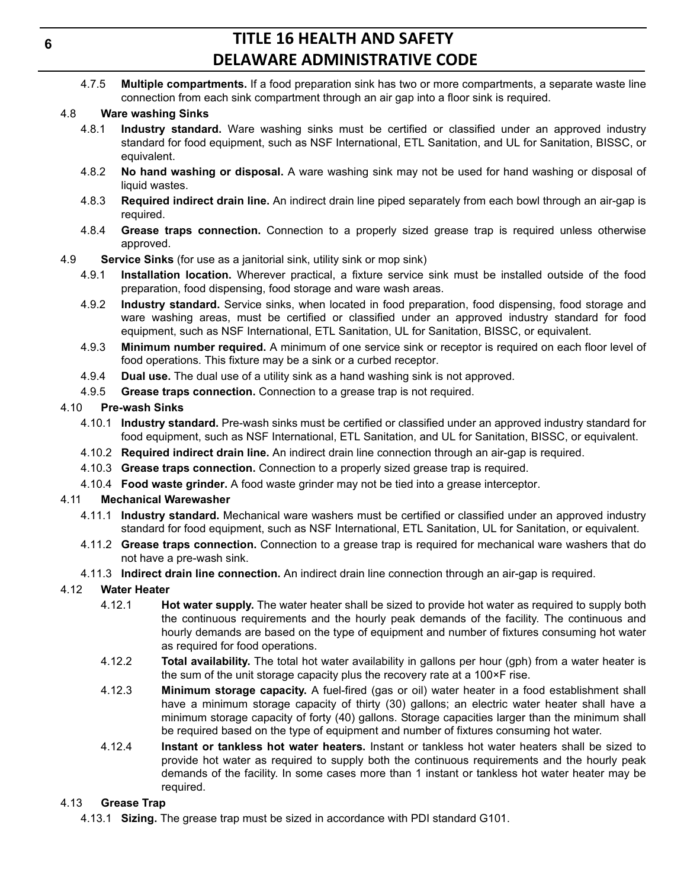4.7.5 **Multiple compartments.** If a food preparation sink has two or more compartments, a separate waste line connection from each sink compartment through an air gap into a floor sink is required.

4.8 **Ware washing Sinks**

4.8.1 **Industry standard.** Ware washing sinks must be certified or classified under an approved industry standard for food equipment, such as NSF International, ETL Sanitation, and UL for Sanitation, BISSC, or equivalent.

4.8.2 **No hand washing or disposal.** A ware washing sink may not be used for hand washing or disposal of liquid wastes.

4.8.3 **Required indirect drain line.** An indirect drain line piped separately from each bowl through an air-gap is required.

4.8.4 **Grease traps connection.** Connection to a properly sized grease trap is required unless otherwise approved.

4.9 **Service Sinks** (for use as a janitorial sink, utility sink or mop sink)

4.9.1 **Installation location.** Wherever practical, a fixture service sink must be installed outside of the food preparation, food dispensing, food storage and ware wash areas.

4.9.2 **Industry standard.** Service sinks, when located in food preparation, food dispensing, food storage and ware washing areas, must be certified or classified under an approved industry standard for food equipment, such as NSF International, ETL Sanitation, UL for Sanitation, BISSC, or equivalent.

4.9.3 **Minimum number required.** A minimum of one service sink or receptor is required on each floor level of food operations. This fixture may be a sink or a curbed receptor.

4.9.4 **Dual use.** The dual use of a utility sink as a hand washing sink is not approved.

4.9.5 **Grease traps connection.** Connection to a grease trap is not required.

4.10 **Pre-wash Sinks**

4.10.1 **Industry standard.** Pre-wash sinks must be certified or classified under an approved industry standard for food equipment, such as NSF International, ETL Sanitation, and UL for Sanitation, BISSC, or equivalent.

4.10.2 **Required indirect drain line.** An indirect drain line connection through an air-gap is required.

4.10.3 **Grease traps connection.** Connection to a properly sized grease trap is required.

4.10.4 **Food waste grinder.** A food waste grinder may not be tied into a grease interceptor.

4.11 **Mechanical Warewasher**

4.11.1 **Industry standard.** Mechanical ware washers must be certified or classified under an approved industry standard for food equipment, such as NSF International, ETL Sanitation, UL for Sanitation, or equivalent.

4.11.2 **Grease traps connection.** Connection to a grease trap is required for mechanical ware washers that do not have a pre-wash sink.

4.11.3 **Indirect drain line connection.** An indirect drain line connection through an air-gap is required.

4.12 **Water Heater**

4.12.1 **Hot water supply.** The water heater shall be sized to provide hot water as required to supply both the continuous requirements and the hourly peak demands of the facility. The continuous and hourly demands are based on the type of equipment and number of fixtures consuming hot water as required for food operations.

4.12.2 **Total availability.** The total hot water availability in gallons per hour (gph) from a water heater is the sum of the unit storage capacity plus the recovery rate at a 100×F rise.

4.12.3 **Minimum storage capacity.** A fuel-fired (gas or oil) water heater in a food establishment shall have a minimum storage capacity of thirty (30) gallons; an electric water heater shall have a minimum storage capacity of forty (40) gallons. Storage capacities larger than the minimum shall be required based on the type of equipment and number of fixtures consuming hot water.

4.12.4 **Instant or tankless hot water heaters.** Instant or tankless hot water heaters shall be sized to provide hot water as required to supply both the continuous requirements and the hourly peak demands of the facility. In some cases more than 1 instant or tankless hot water heater may be required.

4.13 **Grease Trap**

4.13.1 **Sizing.** The grease trap must be sized in accordance with PDI standard G101.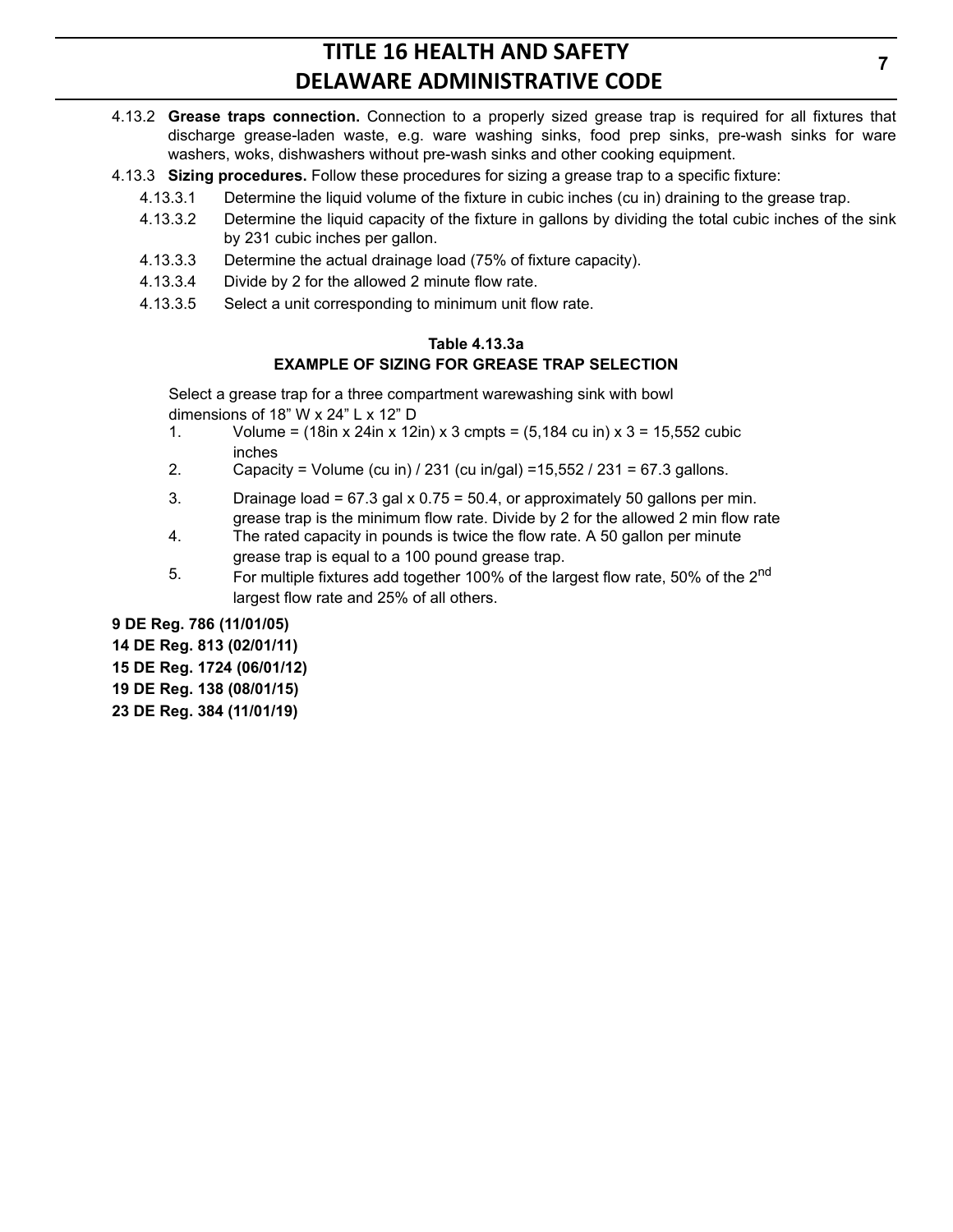4.13.2 **Grease traps connection.** Connection to a properly sized grease trap is required for all fixtures that discharge grease-laden waste, e.g. ware washing sinks, food prep sinks, pre-wash sinks for ware washers, woks, dishwashers without pre-wash sinks and other cooking equipment.

4.13.3 **Sizing procedures.** Follow these procedures for sizing a grease trap to a specific fixture:

4.13.3.1 Determine the liquid volume of the fixture in cubic inches (cu in) draining to the grease trap.

4.13.3.2 Determine the liquid capacity of the fixture in gallons by dividing the total cubic inches of the sink by 231 cubic inches per gallon.

4.13.3.3 Determine the actual drainage load (75% of fixture capacity).

4.13.3.4 Divide by 2 for the allowed 2 minute flow rate.

4.13.3.5 Select a unit corresponding to minimum unit flow rate.

**Table 4.13.3a**
**EXAMPLE OF SIZING FOR GREASE TRAP SELECTION**

Select a grease trap for a three compartment warewashing sink with bowl dimensions of 18" W x 24" L x 12" D

1. Volume = (18in x 24in x 12in) x 3 cmpts = (5,184 cu in) x 3 = 15,552 cubic inches
2. Capacity = Volume (cu in) / 231 (cu in/gal) =15,552 / 231 = 67.3 gallons.
3. Drainage load = 67.3 gal x 0.75 = 50.4, or approximately 50 gallons per min. grease trap is the minimum flow rate. Divide by 2 for the allowed 2 min flow rate
4. The rated capacity in pounds is twice the flow rate. A 50 gallon per minute grease trap is equal to a 100 pound grease trap.
5. For multiple fixtures add together 100% of the largest flow rate, 50% of the 2nd largest flow rate and 25% of all others.

**9 DE Reg. 786 (11/01/05)**
**14 DE Reg. 813 (02/01/11)**
**15 DE Reg. 1724 (06/01/12)**
**19 DE Reg. 138 (08/01/15)**
**23 DE Reg. 384 (11/01/19)**